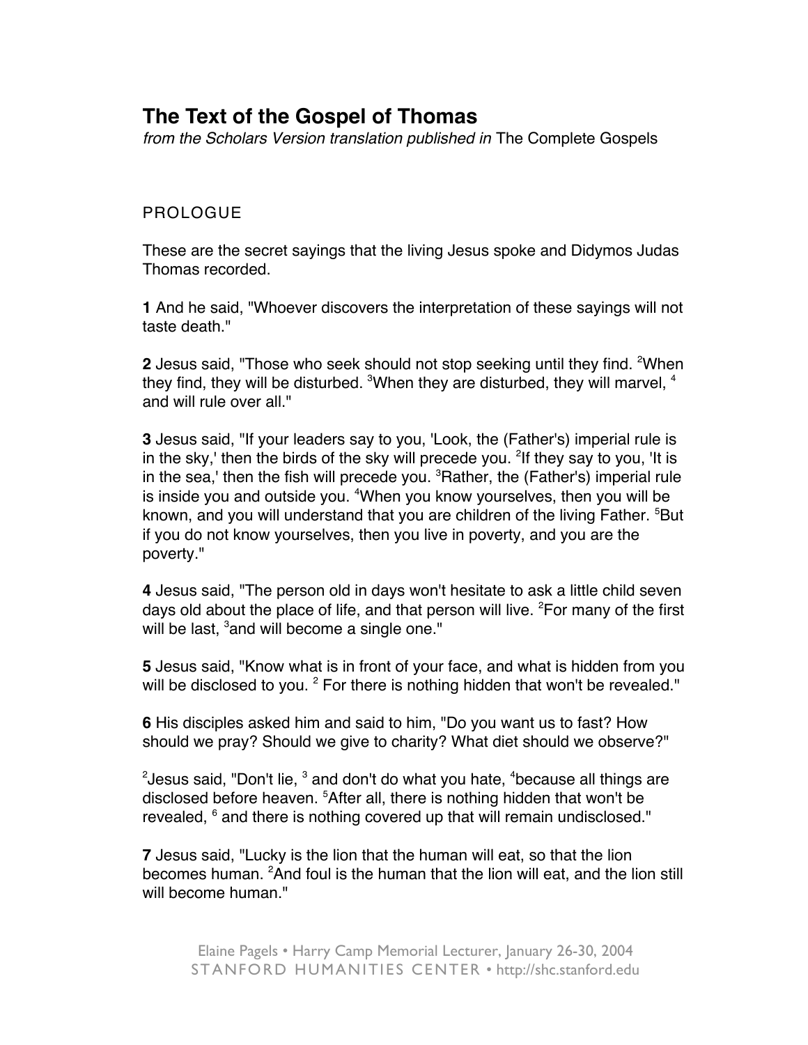# The Text of the Gospel of Thomas

*from the Scholars Version translation published in* The Complete Gospels

## PROLOGUE

These are the secret sayings that the living Jesus spoke and Didymos Judas Thomas recorded.

**1** And he said, "Whoever discovers the interpretation of these sayings will not taste death."

**2** Jesus said, "Those who seek should not stop seeking until they find. [2]When they find, they will be disturbed. [3]When they are disturbed, they will marvel, [4] and will rule over all."

**3** Jesus said, "If your leaders say to you, 'Look, the (Father's) imperial rule is in the sky,' then the birds of the sky will precede you. [2]If they say to you, 'It is in the sea,' then the fish will precede you. [3]Rather, the (Father's) imperial rule is inside you and outside you. [4]When you know yourselves, then you will be known, and you will understand that you are children of the living Father. [5]But if you do not know yourselves, then you live in poverty, and you are the poverty."

**4** Jesus said, "The person old in days won't hesitate to ask a little child seven days old about the place of life, and that person will live. [2]For many of the first will be last, [3]and will become a single one."

**5** Jesus said, "Know what is in front of your face, and what is hidden from you will be disclosed to you. [2] For there is nothing hidden that won't be revealed."

**6** His disciples asked him and said to him, "Do you want us to fast? How should we pray? Should we give to charity? What diet should we observe?"

[2]Jesus said, "Don't lie, [3] and don't do what you hate, [4]because all things are disclosed before heaven. [5]After all, there is nothing hidden that won't be revealed, [6] and there is nothing covered up that will remain undisclosed."

**7** Jesus said, "Lucky is the lion that the human will eat, so that the lion becomes human. [2]And foul is the human that the lion will eat, and the lion still will become human."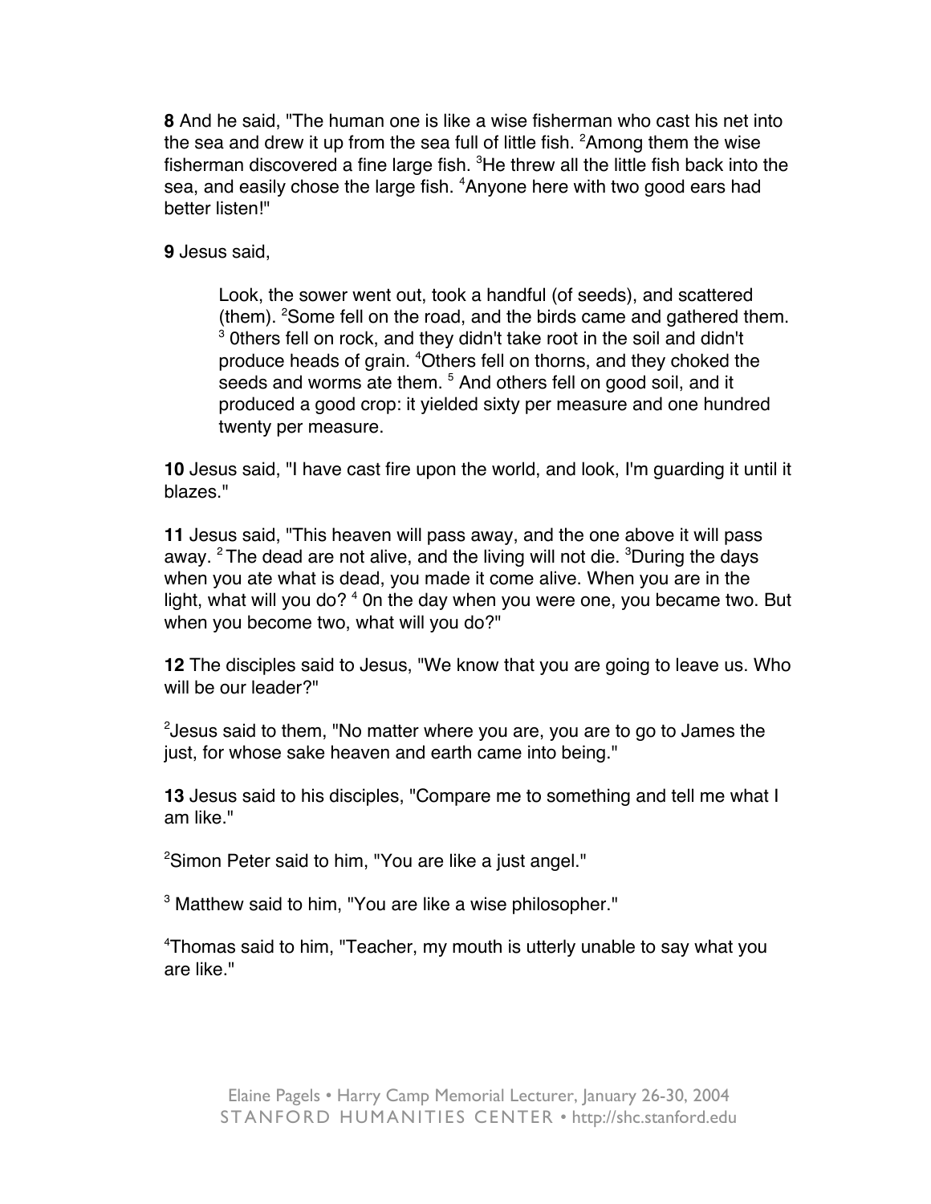**8** And he said, "The human one is like a wise fisherman who cast his net into the sea and drew it up from the sea full of little fish. [2]Among them the wise fisherman discovered a fine large fish. [3]He threw all the little fish back into the sea, and easily chose the large fish. [4]Anyone here with two good ears had better listen!"

**9** Jesus said,

> Look, the sower went out, took a handful (of seeds), and scattered (them). [2]Some fell on the road, and the birds came and gathered them. [3] 0thers fell on rock, and they didn't take root in the soil and didn't produce heads of grain. [4]Others fell on thorns, and they choked the seeds and worms ate them. [5] And others fell on good soil, and it produced a good crop: it yielded sixty per measure and one hundred twenty per measure.

**10** Jesus said, "I have cast fire upon the world, and look, I'm guarding it until it blazes."

**11** Jesus said, "This heaven will pass away, and the one above it will pass away. [2] The dead are not alive, and the living will not die. [3]During the days when you ate what is dead, you made it come alive. When you are in the light, what will you do? [4] 0n the day when you were one, you became two. But when you become two, what will you do?"

**12** The disciples said to Jesus, "We know that you are going to leave us. Who will be our leader?"

[2]Jesus said to them, "No matter where you are, you are to go to James the just, for whose sake heaven and earth came into being."

**13** Jesus said to his disciples, "Compare me to something and tell me what I am like."

[2]Simon Peter said to him, "You are like a just angel."

[3] Matthew said to him, "You are like a wise philosopher."

[4]Thomas said to him, "Teacher, my mouth is utterly unable to say what you are like."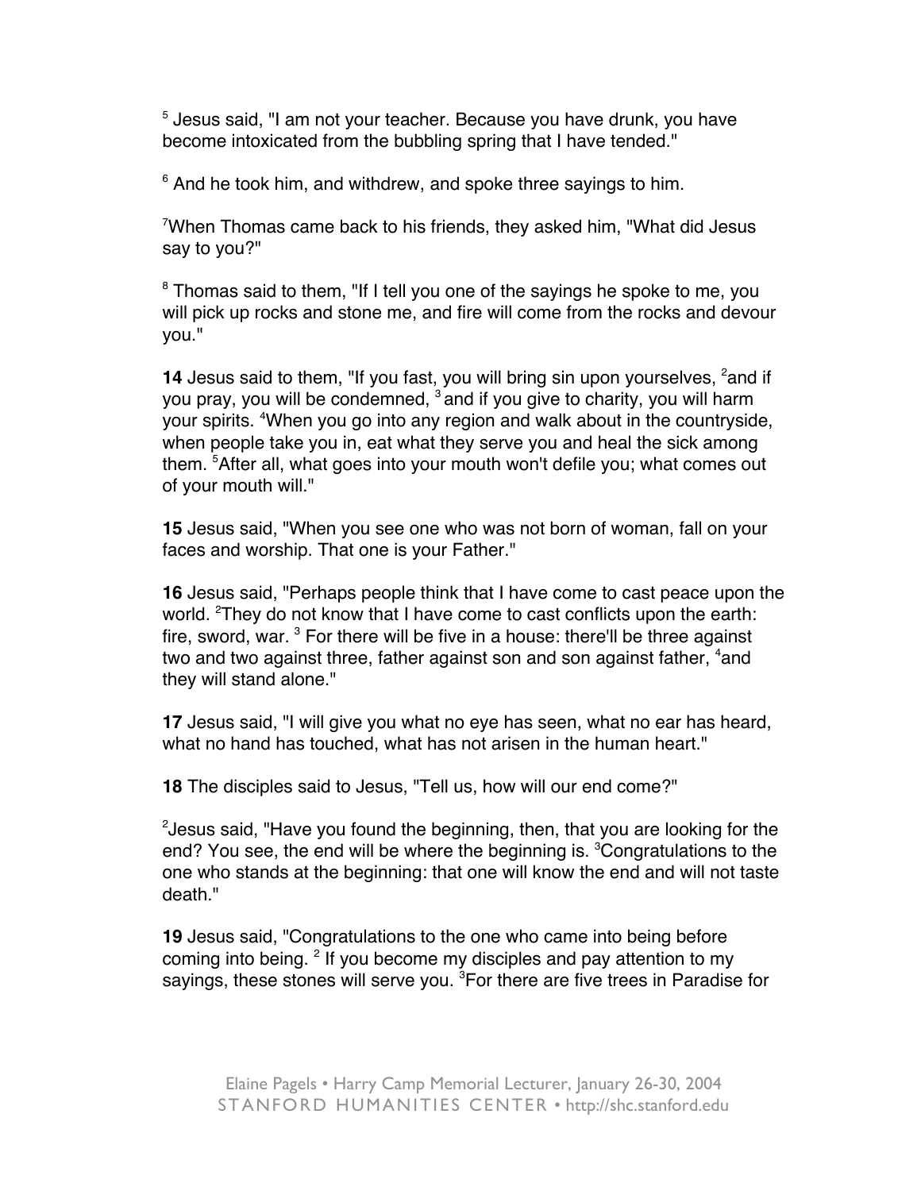[5] Jesus said, "I am not your teacher. Because you have drunk, you have become intoxicated from the bubbling spring that I have tended."

[6] And he took him, and withdrew, and spoke three sayings to him.

[7]When Thomas came back to his friends, they asked him, "What did Jesus say to you?"

[8] Thomas said to them, "If I tell you one of the sayings he spoke to me, you will pick up rocks and stone me, and fire will come from the rocks and devour you."

**14** Jesus said to them, "If you fast, you will bring sin upon yourselves, [2]and if you pray, you will be condemned, [3] and if you give to charity, you will harm your spirits. [4]When you go into any region and walk about in the countryside, when people take you in, eat what they serve you and heal the sick among them. [5]After all, what goes into your mouth won't defile you; what comes out of your mouth will."

**15** Jesus said, "When you see one who was not born of woman, fall on your faces and worship. That one is your Father."

**16** Jesus said, "Perhaps people think that I have come to cast peace upon the world. [2]They do not know that I have come to cast conflicts upon the earth: fire, sword, war. [3] For there will be five in a house: there'll be three against two and two against three, father against son and son against father, [4]and they will stand alone."

**17** Jesus said, "I will give you what no eye has seen, what no ear has heard, what no hand has touched, what has not arisen in the human heart."

**18** The disciples said to Jesus, "Tell us, how will our end come?"

[2]Jesus said, "Have you found the beginning, then, that you are looking for the end? You see, the end will be where the beginning is. [3]Congratulations to the one who stands at the beginning: that one will know the end and will not taste death."

**19** Jesus said, "Congratulations to the one who came into being before coming into being. [2] If you become my disciples and pay attention to my sayings, these stones will serve you. [3]For there are five trees in Paradise for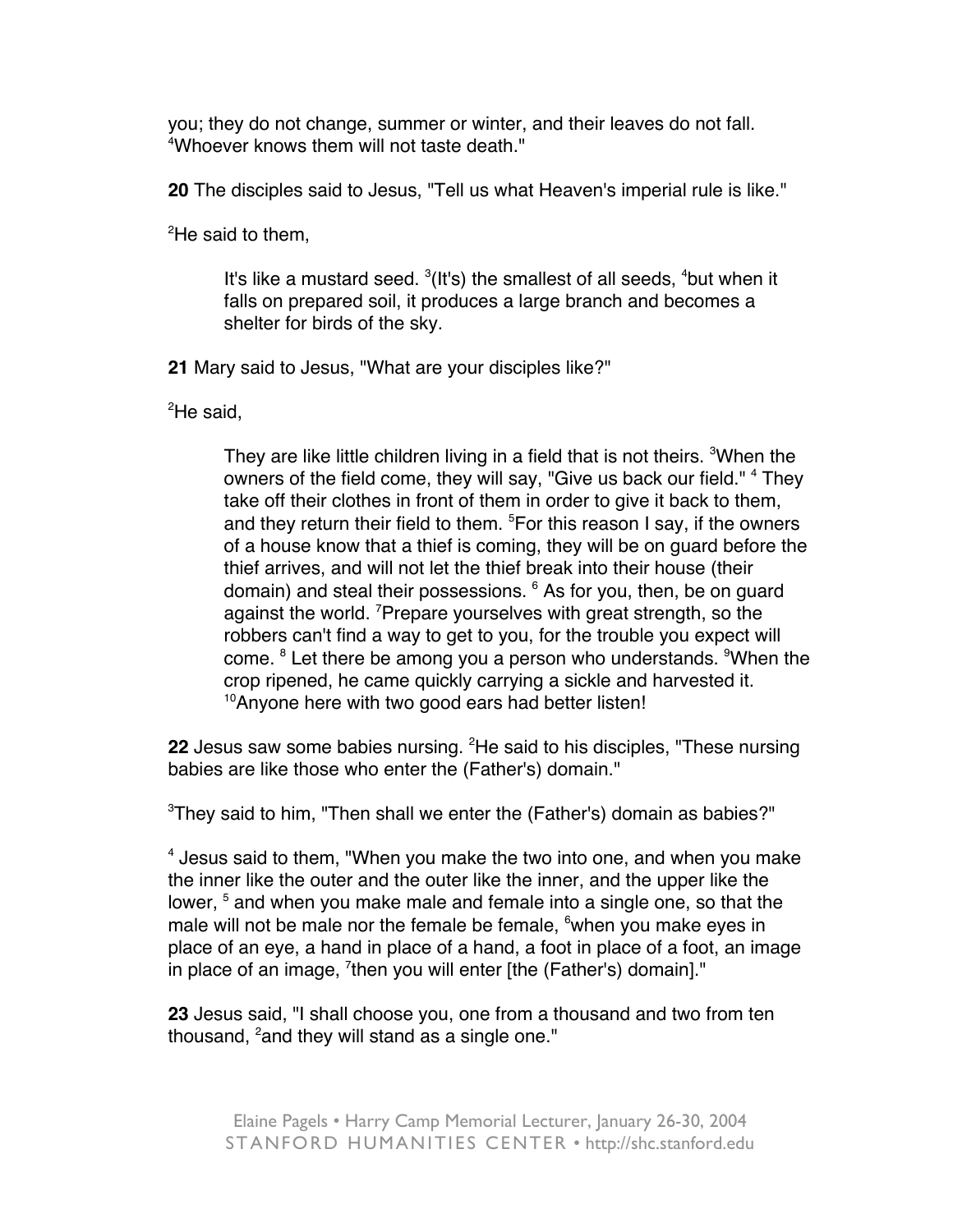you; they do not change, summer or winter, and their leaves do not fall. [4]Whoever knows them will not taste death."

**20** The disciples said to Jesus, "Tell us what Heaven's imperial rule is like."

[2]He said to them,

> It's like a mustard seed. [3](It's) the smallest of all seeds, [4]but when it falls on prepared soil, it produces a large branch and becomes a shelter for birds of the sky.

**21** Mary said to Jesus, "What are your disciples like?"

[2]He said,

> They are like little children living in a field that is not theirs. [3]When the owners of the field come, they will say, "Give us back our field." [4] They take off their clothes in front of them in order to give it back to them, and they return their field to them. [5]For this reason I say, if the owners of a house know that a thief is coming, they will be on guard before the thief arrives, and will not let the thief break into their house (their domain) and steal their possessions. [6] As for you, then, be on guard against the world. [7]Prepare yourselves with great strength, so the robbers can't find a way to get to you, for the trouble you expect will come. [8] Let there be among you a person who understands. [9]When the crop ripened, he came quickly carrying a sickle and harvested it. [10]Anyone here with two good ears had better listen!

**22** Jesus saw some babies nursing. [2]He said to his disciples, "These nursing babies are like those who enter the (Father's) domain."

[3]They said to him, "Then shall we enter the (Father's) domain as babies?"

[4] Jesus said to them, "When you make the two into one, and when you make the inner like the outer and the outer like the inner, and the upper like the lower, [5] and when you make male and female into a single one, so that the male will not be male nor the female be female, [6]when you make eyes in place of an eye, a hand in place of a hand, a foot in place of a foot, an image in place of an image, [7]then you will enter [the (Father's) domain]."

**23** Jesus said, "I shall choose you, one from a thousand and two from ten thousand, [2]and they will stand as a single one."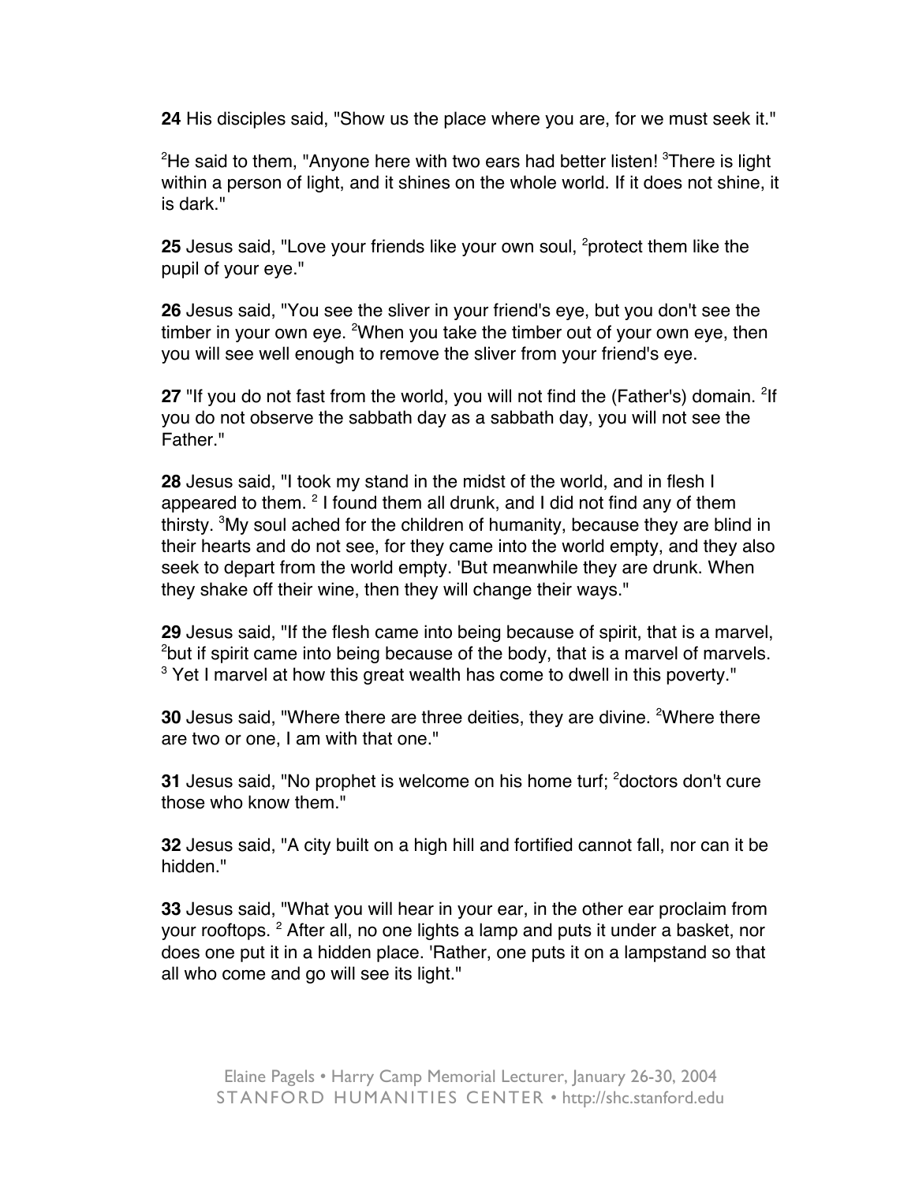**24** His disciples said, "Show us the place where you are, for we must seek it."

[2]He said to them, "Anyone here with two ears had better listen! [3]There is light within a person of light, and it shines on the whole world. If it does not shine, it is dark."

**25** Jesus said, "Love your friends like your own soul, [2]protect them like the pupil of your eye."

**26** Jesus said, "You see the sliver in your friend's eye, but you don't see the timber in your own eye. [2]When you take the timber out of your own eye, then you will see well enough to remove the sliver from your friend's eye.

**27** "If you do not fast from the world, you will not find the (Father's) domain. [2]If you do not observe the sabbath day as a sabbath day, you will not see the Father."

**28** Jesus said, "I took my stand in the midst of the world, and in flesh I appeared to them. [2] I found them all drunk, and I did not find any of them thirsty. [3]My soul ached for the children of humanity, because they are blind in their hearts and do not see, for they came into the world empty, and they also seek to depart from the world empty. 'But meanwhile they are drunk. When they shake off their wine, then they will change their ways."

**29** Jesus said, "If the flesh came into being because of spirit, that is a marvel, [2]but if spirit came into being because of the body, that is a marvel of marvels. [3] Yet I marvel at how this great wealth has come to dwell in this poverty."

**30** Jesus said, "Where there are three deities, they are divine. [2]Where there are two or one, I am with that one."

**31** Jesus said, "No prophet is welcome on his home turf; [2]doctors don't cure those who know them."

**32** Jesus said, "A city built on a high hill and fortified cannot fall, nor can it be hidden."

**33** Jesus said, "What you will hear in your ear, in the other ear proclaim from your rooftops. [2] After all, no one lights a lamp and puts it under a basket, nor does one put it in a hidden place. 'Rather, one puts it on a lampstand so that all who come and go will see its light."

Elaine Pagels • Harry Camp Memorial Lecturer, January 26-30, 2004
STANFORD HUMANITIES CENTER • http://shc.stanford.edu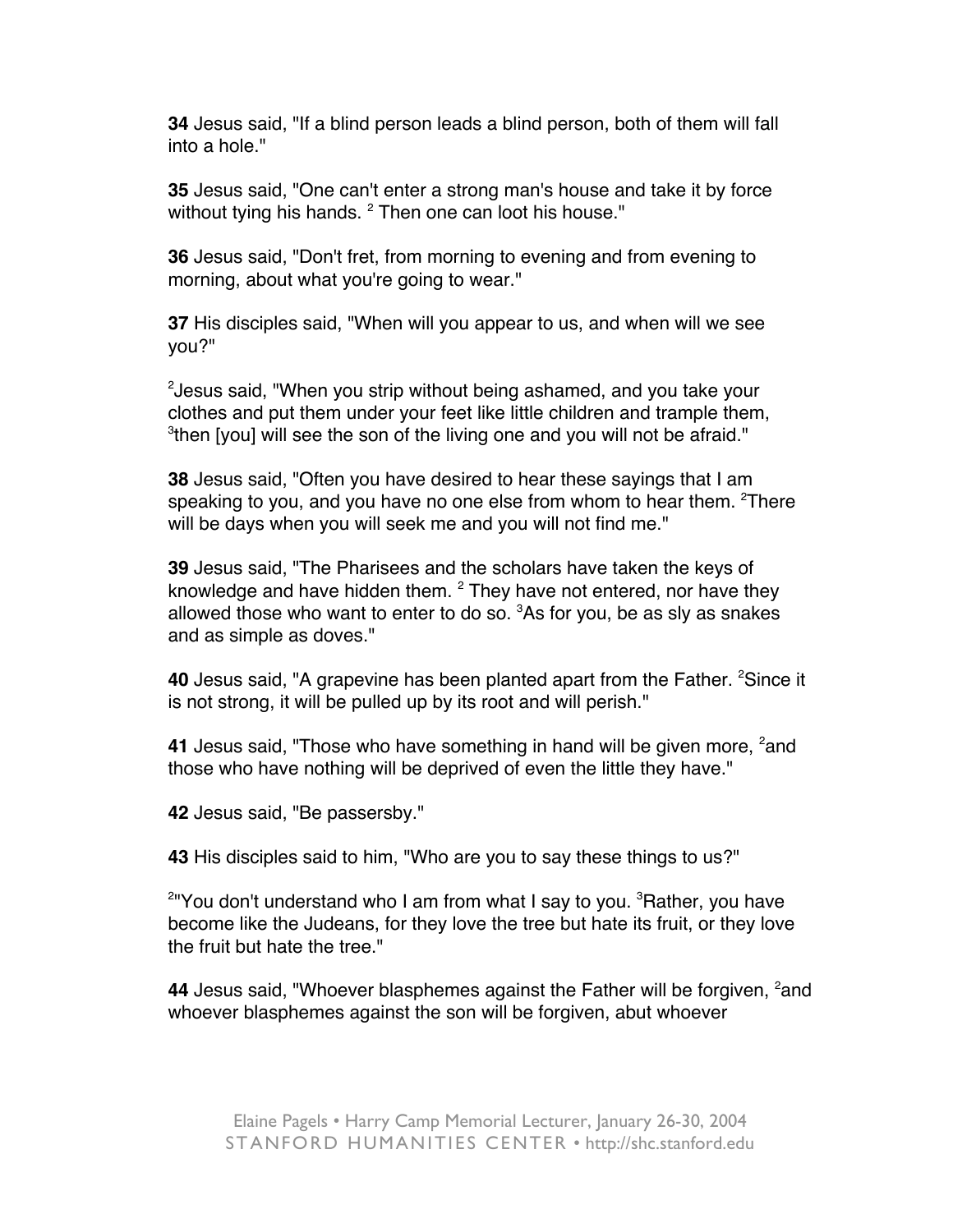**34** Jesus said, "If a blind person leads a blind person, both of them will fall into a hole."

**35** Jesus said, "One can't enter a strong man's house and take it by force without tying his hands. [2] Then one can loot his house."

**36** Jesus said, "Don't fret, from morning to evening and from evening to morning, about what you're going to wear."

**37** His disciples said, "When will you appear to us, and when will we see you?"

[2]Jesus said, "When you strip without being ashamed, and you take your clothes and put them under your feet like little children and trample them, [3]then [you] will see the son of the living one and you will not be afraid."

**38** Jesus said, "Often you have desired to hear these sayings that I am speaking to you, and you have no one else from whom to hear them. [2]There will be days when you will seek me and you will not find me."

**39** Jesus said, "The Pharisees and the scholars have taken the keys of knowledge and have hidden them. [2] They have not entered, nor have they allowed those who want to enter to do so. [3]As for you, be as sly as snakes and as simple as doves."

**40** Jesus said, "A grapevine has been planted apart from the Father. [2]Since it is not strong, it will be pulled up by its root and will perish."

**41** Jesus said, "Those who have something in hand will be given more, [2]and those who have nothing will be deprived of even the little they have."

**42** Jesus said, "Be passersby."

**43** His disciples said to him, "Who are you to say these things to us?"

[2]"You don't understand who I am from what I say to you. [3]Rather, you have become like the Judeans, for they love the tree but hate its fruit, or they love the fruit but hate the tree."

**44** Jesus said, "Whoever blasphemes against the Father will be forgiven, [2]and whoever blasphemes against the son will be forgiven, abut whoever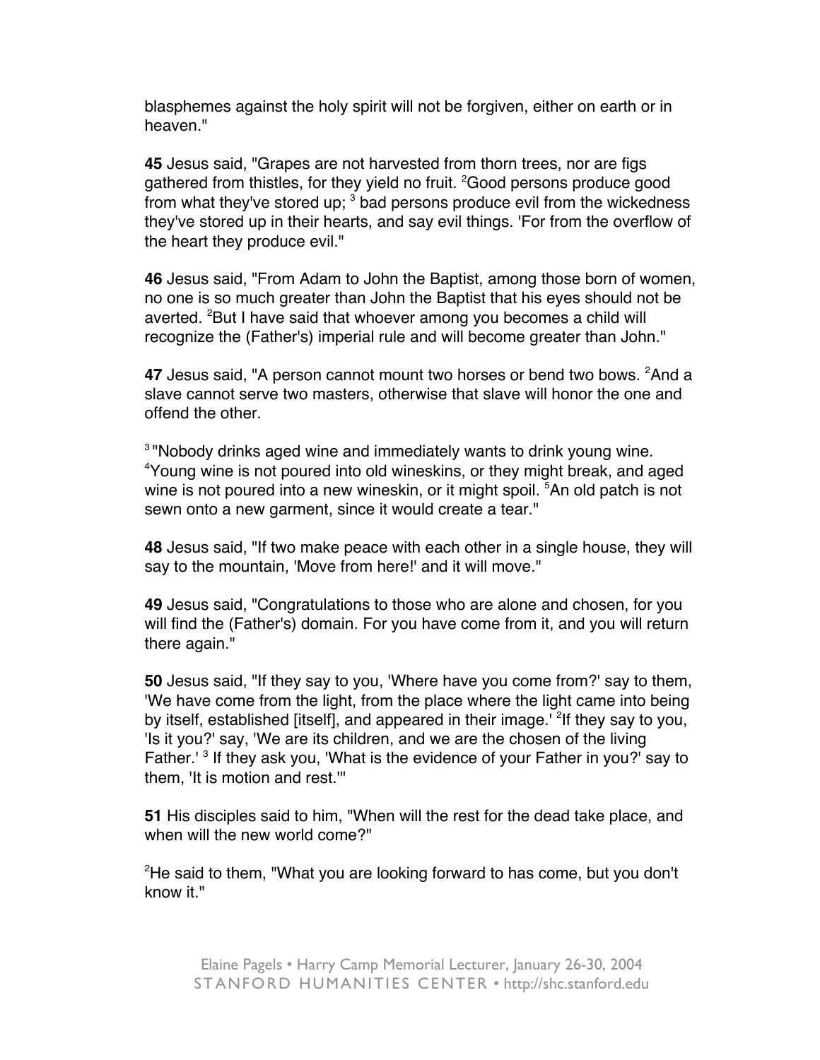blasphemes against the holy spirit will not be forgiven, either on earth or in heaven."

**45** Jesus said, "Grapes are not harvested from thorn trees, nor are figs gathered from thistles, for they yield no fruit. [2]Good persons produce good from what they've stored up; [3] bad persons produce evil from the wickedness they've stored up in their hearts, and say evil things. 'For from the overflow of the heart they produce evil."

**46** Jesus said, "From Adam to John the Baptist, among those born of women, no one is so much greater than John the Baptist that his eyes should not be averted. [2]But I have said that whoever among you becomes a child will recognize the (Father's) imperial rule and will become greater than John."

**47** Jesus said, "A person cannot mount two horses or bend two bows. [2]And a slave cannot serve two masters, otherwise that slave will honor the one and offend the other.

[3]"Nobody drinks aged wine and immediately wants to drink young wine. [4]Young wine is not poured into old wineskins, or they might break, and aged wine is not poured into a new wineskin, or it might spoil. [5]An old patch is not sewn onto a new garment, since it would create a tear."

**48** Jesus said, "If two make peace with each other in a single house, they will say to the mountain, 'Move from here!' and it will move."

**49** Jesus said, "Congratulations to those who are alone and chosen, for you will find the (Father's) domain. For you have come from it, and you will return there again."

**50** Jesus said, "If they say to you, 'Where have you come from?' say to them, 'We have come from the light, from the place where the light came into being by itself, established [itself], and appeared in their image.' [2]If they say to you, 'Is it you?' say, 'We are its children, and we are the chosen of the living Father.' [3] If they ask you, 'What is the evidence of your Father in you?' say to them, 'It is motion and rest.'"

**51** His disciples said to him, "When will the rest for the dead take place, and when will the new world come?"

[2]He said to them, "What you are looking forward to has come, but you don't know it."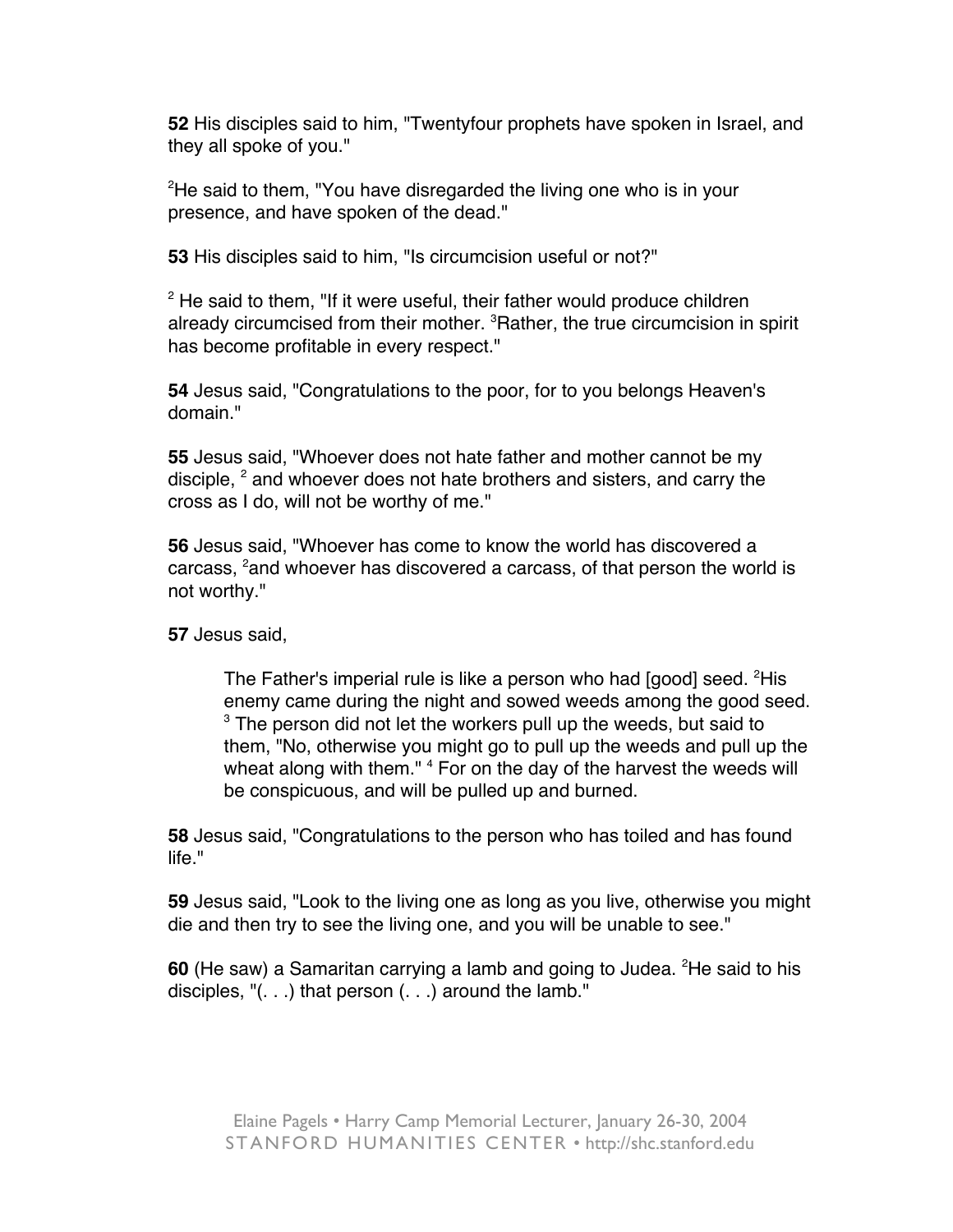**52** His disciples said to him, "Twentyfour prophets have spoken in Israel, and they all spoke of you."

[2]He said to them, "You have disregarded the living one who is in your presence, and have spoken of the dead."

**53** His disciples said to him, "Is circumcision useful or not?"

[2] He said to them, "If it were useful, their father would produce children already circumcised from their mother. [3]Rather, the true circumcision in spirit has become profitable in every respect."

**54** Jesus said, "Congratulations to the poor, for to you belongs Heaven's domain."

**55** Jesus said, "Whoever does not hate father and mother cannot be my disciple, [2] and whoever does not hate brothers and sisters, and carry the cross as I do, will not be worthy of me."

**56** Jesus said, "Whoever has come to know the world has discovered a carcass, [2]and whoever has discovered a carcass, of that person the world is not worthy."

**57** Jesus said,

> The Father's imperial rule is like a person who had [good] seed. [2]His enemy came during the night and sowed weeds among the good seed. [3] The person did not let the workers pull up the weeds, but said to them, "No, otherwise you might go to pull up the weeds and pull up the wheat along with them." [4] For on the day of the harvest the weeds will be conspicuous, and will be pulled up and burned.

**58** Jesus said, "Congratulations to the person who has toiled and has found life."

**59** Jesus said, "Look to the living one as long as you live, otherwise you might die and then try to see the living one, and you will be unable to see."

**60** (He saw) a Samaritan carrying a lamb and going to Judea. [2]He said to his disciples, "(. . .) that person (. . .) around the lamb."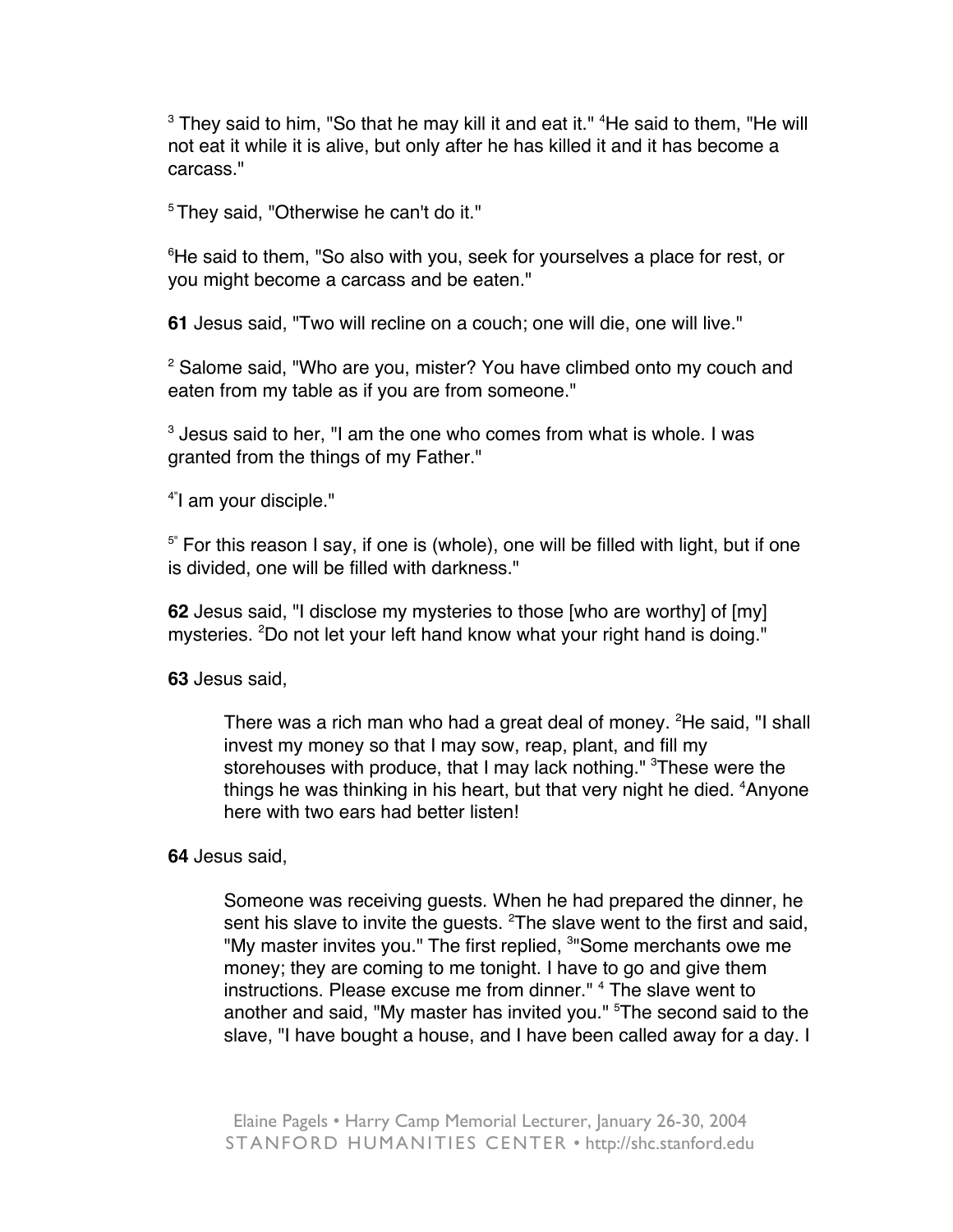[3] They said to him, "So that he may kill it and eat it." [4]He said to them, "He will not eat it while it is alive, but only after he has killed it and it has become a carcass."

[5] They said, "Otherwise he can't do it."

[6]He said to them, "So also with you, seek for yourselves a place for rest, or you might become a carcass and be eaten."

**61** Jesus said, "Two will recline on a couch; one will die, one will live."

[2] Salome said, "Who are you, mister? You have climbed onto my couch and eaten from my table as if you are from someone."

[3] Jesus said to her, "I am the one who comes from what is whole. I was granted from the things of my Father."

[4]"I am your disciple."

[5]" For this reason I say, if one is (whole), one will be filled with light, but if one is divided, one will be filled with darkness."

**62** Jesus said, "I disclose my mysteries to those [who are worthy] of [my] mysteries. [2]Do not let your left hand know what your right hand is doing."

**63** Jesus said,

> There was a rich man who had a great deal of money. [2]He said, "I shall invest my money so that I may sow, reap, plant, and fill my storehouses with produce, that I may lack nothing." [3]These were the things he was thinking in his heart, but that very night he died. [4]Anyone here with two ears had better listen!

**64** Jesus said,

> Someone was receiving guests. When he had prepared the dinner, he sent his slave to invite the guests. [2]The slave went to the first and said, "My master invites you." The first replied, [3]"Some merchants owe me money; they are coming to me tonight. I have to go and give them instructions. Please excuse me from dinner." [4] The slave went to another and said, "My master has invited you." [5]The second said to the slave, "I have bought a house, and I have been called away for a day. I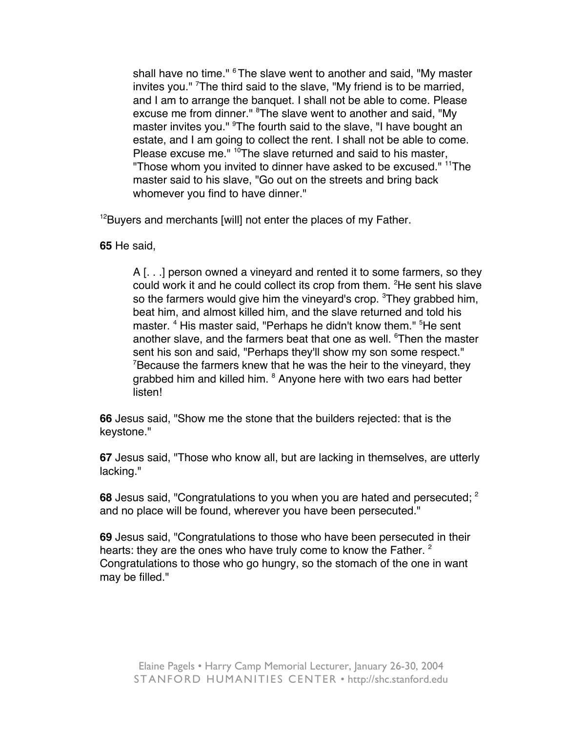> shall have no time." [6] The slave went to another and said, "My master invites you." [7]The third said to the slave, "My friend is to be married, and I am to arrange the banquet. I shall not be able to come. Please excuse me from dinner." [8]The slave went to another and said, "My master invites you." [9]The fourth said to the slave, "I have bought an estate, and I am going to collect the rent. I shall not be able to come. Please excuse me." [10]The slave returned and said to his master, "Those whom you invited to dinner have asked to be excused." [11]The master said to his slave, "Go out on the streets and bring back whomever you find to have dinner."

[12]Buyers and merchants [will] not enter the places of my Father.

**65** He said,

> A [. . .] person owned a vineyard and rented it to some farmers, so they could work it and he could collect its crop from them. [2]He sent his slave so the farmers would give him the vineyard's crop. [3]They grabbed him, beat him, and almost killed him, and the slave returned and told his master. [4] His master said, "Perhaps he didn't know them." [5]He sent another slave, and the farmers beat that one as well. [6]Then the master sent his son and said, "Perhaps they'll show my son some respect." [7]Because the farmers knew that he was the heir to the vineyard, they grabbed him and killed him. [8] Anyone here with two ears had better listen!

**66** Jesus said, "Show me the stone that the builders rejected: that is the keystone."

**67** Jesus said, "Those who know all, but are lacking in themselves, are utterly lacking."

**68** Jesus said, "Congratulations to you when you are hated and persecuted; [2] and no place will be found, wherever you have been persecuted."

**69** Jesus said, "Congratulations to those who have been persecuted in their hearts: they are the ones who have truly come to know the Father. [2] Congratulations to those who go hungry, so the stomach of the one in want may be filled."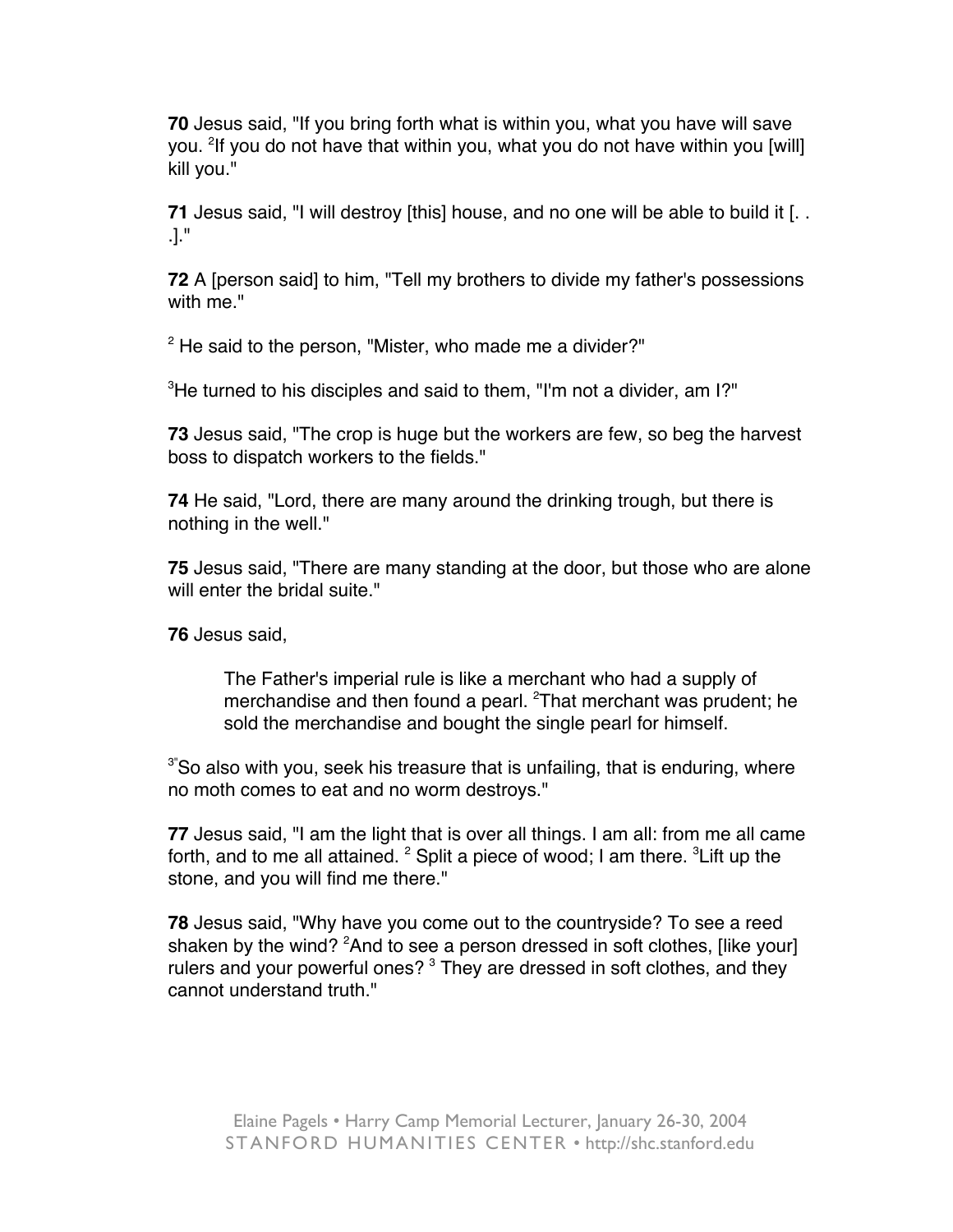**70** Jesus said, "If you bring forth what is within you, what you have will save you. [2]If you do not have that within you, what you do not have within you [will] kill you."

**71** Jesus said, "I will destroy [this] house, and no one will be able to build it [. . .]."

**72** A [person said] to him, "Tell my brothers to divide my father's possessions with me."

[2] He said to the person, "Mister, who made me a divider?"

[3]He turned to his disciples and said to them, "I'm not a divider, am I?"

**73** Jesus said, "The crop is huge but the workers are few, so beg the harvest boss to dispatch workers to the fields."

**74** He said, "Lord, there are many around the drinking trough, but there is nothing in the well."

**75** Jesus said, "There are many standing at the door, but those who are alone will enter the bridal suite."

**76** Jesus said,

> The Father's imperial rule is like a merchant who had a supply of merchandise and then found a pearl. [2]That merchant was prudent; he sold the merchandise and bought the single pearl for himself.

[3]"So also with you, seek his treasure that is unfailing, that is enduring, where no moth comes to eat and no worm destroys."

**77** Jesus said, "I am the light that is over all things. I am all: from me all came forth, and to me all attained. [2] Split a piece of wood; I am there. [3]Lift up the stone, and you will find me there."

**78** Jesus said, "Why have you come out to the countryside? To see a reed shaken by the wind? [2]And to see a person dressed in soft clothes, [like your] rulers and your powerful ones? [3] They are dressed in soft clothes, and they cannot understand truth."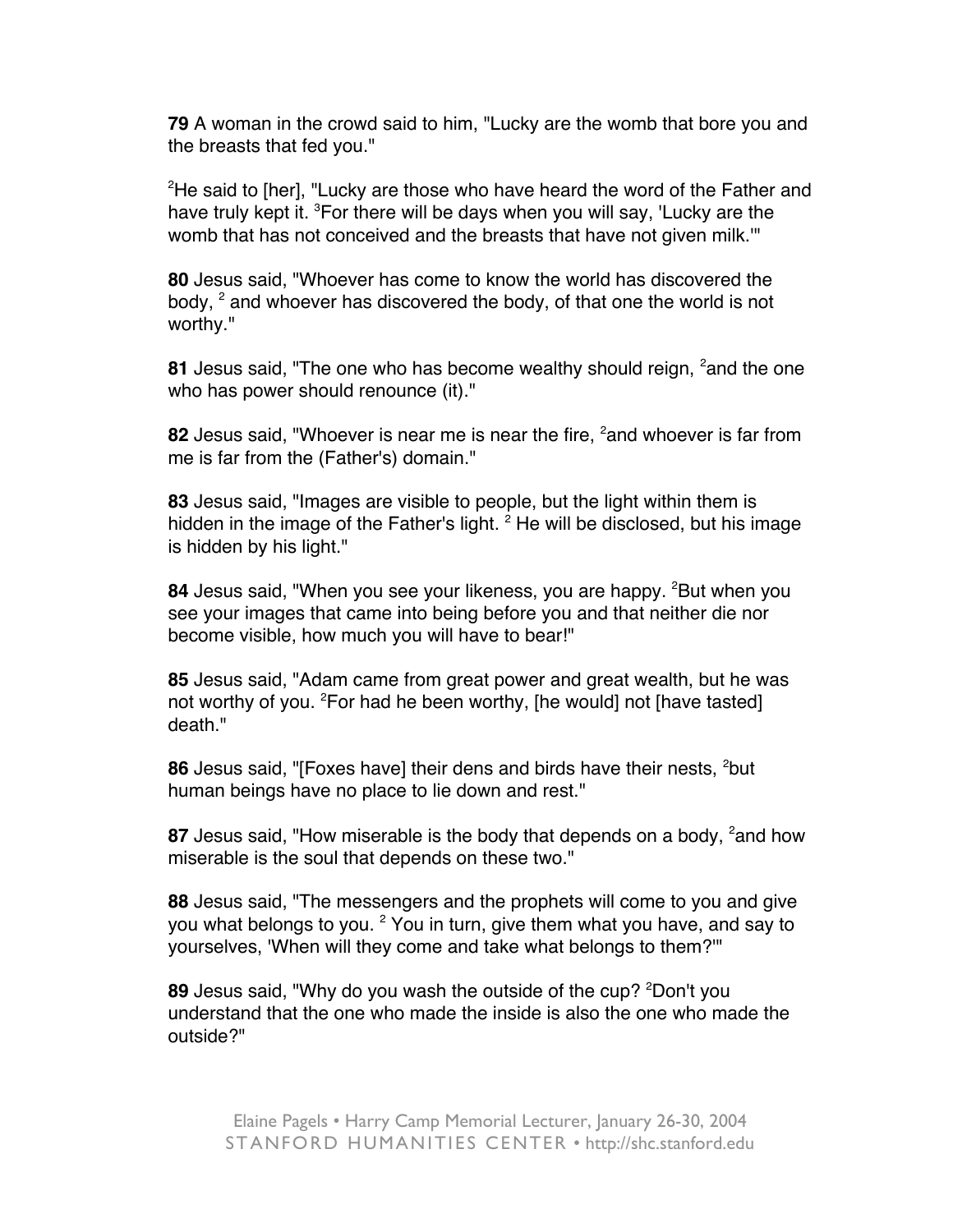**79** A woman in the crowd said to him, "Lucky are the womb that bore you and the breasts that fed you."

[2]He said to [her], "Lucky are those who have heard the word of the Father and have truly kept it. [3]For there will be days when you will say, 'Lucky are the womb that has not conceived and the breasts that have not given milk.'"

**80** Jesus said, "Whoever has come to know the world has discovered the body, [2] and whoever has discovered the body, of that one the world is not worthy."

**81** Jesus said, "The one who has become wealthy should reign, [2]and the one who has power should renounce (it)."

**82** Jesus said, "Whoever is near me is near the fire, [2]and whoever is far from me is far from the (Father's) domain."

**83** Jesus said, "Images are visible to people, but the light within them is hidden in the image of the Father's light. [2] He will be disclosed, but his image is hidden by his light."

**84** Jesus said, "When you see your likeness, you are happy. [2]But when you see your images that came into being before you and that neither die nor become visible, how much you will have to bear!"

**85** Jesus said, "Adam came from great power and great wealth, but he was not worthy of you. [2]For had he been worthy, [he would] not [have tasted] death."

**86** Jesus said, "[Foxes have] their dens and birds have their nests, [2]but human beings have no place to lie down and rest."

**87** Jesus said, "How miserable is the body that depends on a body, [2]and how miserable is the soul that depends on these two."

**88** Jesus said, "The messengers and the prophets will come to you and give you what belongs to you. [2] You in turn, give them what you have, and say to yourselves, 'When will they come and take what belongs to them?'"

**89** Jesus said, "Why do you wash the outside of the cup? [2]Don't you understand that the one who made the inside is also the one who made the outside?"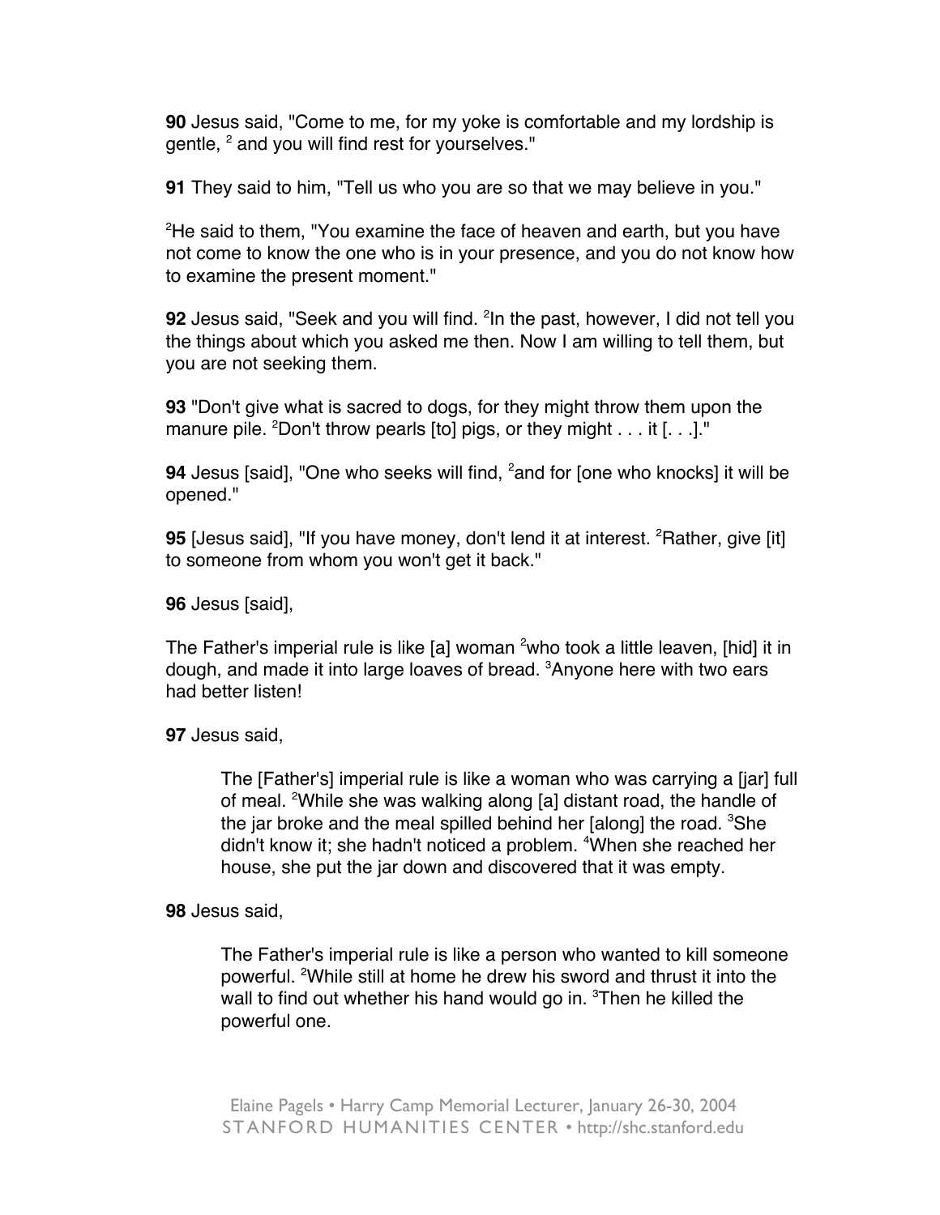**90** Jesus said, "Come to me, for my yoke is comfortable and my lordship is gentle, [2] and you will find rest for yourselves."

**91** They said to him, "Tell us who you are so that we may believe in you."

[2]He said to them, "You examine the face of heaven and earth, but you have not come to know the one who is in your presence, and you do not know how to examine the present moment."

**92** Jesus said, "Seek and you will find. [2]In the past, however, I did not tell you the things about which you asked me then. Now I am willing to tell them, but you are not seeking them.

**93** "Don't give what is sacred to dogs, for they might throw them upon the manure pile. [2]Don't throw pearls [to] pigs, or they might . . . it [. . .]."

**94** Jesus [said], "One who seeks will find, [2]and for [one who knocks] it will be opened."

**95** [Jesus said], "If you have money, don't lend it at interest. [2]Rather, give [it] to someone from whom you won't get it back."

**96** Jesus [said],

The Father's imperial rule is like [a] woman [2]who took a little leaven, [hid] it in dough, and made it into large loaves of bread. [3]Anyone here with two ears had better listen!

**97** Jesus said,

> The [Father's] imperial rule is like a woman who was carrying a [jar] full of meal. [2]While she was walking along [a] distant road, the handle of the jar broke and the meal spilled behind her [along] the road. [3]She didn't know it; she hadn't noticed a problem. [4]When she reached her house, she put the jar down and discovered that it was empty.

**98** Jesus said,

> The Father's imperial rule is like a person who wanted to kill someone powerful. [2]While still at home he drew his sword and thrust it into the wall to find out whether his hand would go in. [3]Then he killed the powerful one.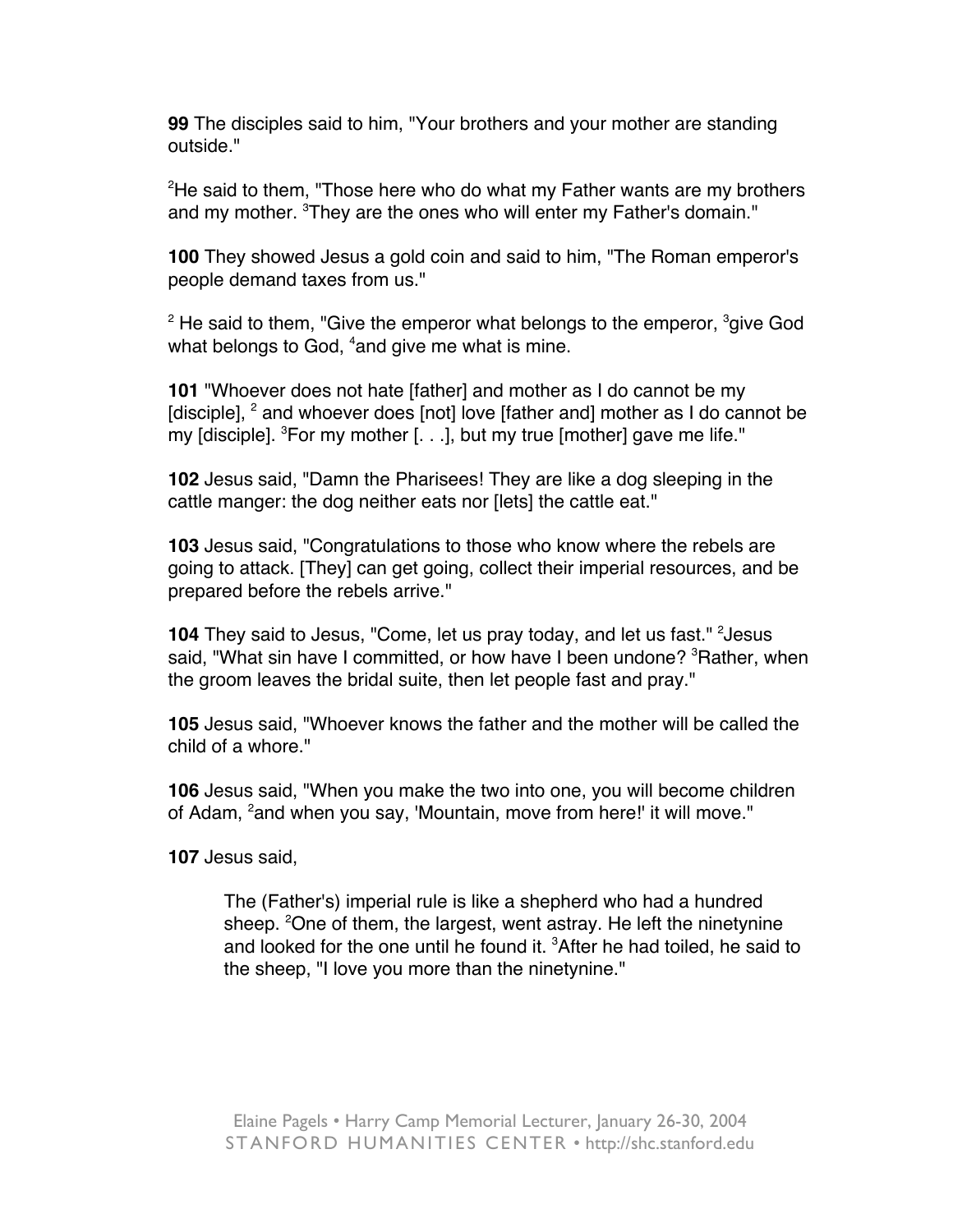**99** The disciples said to him, "Your brothers and your mother are standing outside."

[2]He said to them, "Those here who do what my Father wants are my brothers and my mother. [3]They are the ones who will enter my Father's domain."

**100** They showed Jesus a gold coin and said to him, "The Roman emperor's people demand taxes from us."

[2] He said to them, "Give the emperor what belongs to the emperor, [3]give God what belongs to God, [4]and give me what is mine.

**101** "Whoever does not hate [father] and mother as I do cannot be my [disciple], [2] and whoever does [not] love [father and] mother as I do cannot be my [disciple]. [3]For my mother [. . .], but my true [mother] gave me life."

**102** Jesus said, "Damn the Pharisees! They are like a dog sleeping in the cattle manger: the dog neither eats nor [lets] the cattle eat."

**103** Jesus said, "Congratulations to those who know where the rebels are going to attack. [They] can get going, collect their imperial resources, and be prepared before the rebels arrive."

**104** They said to Jesus, "Come, let us pray today, and let us fast." [2]Jesus said, "What sin have I committed, or how have I been undone? [3]Rather, when the groom leaves the bridal suite, then let people fast and pray."

**105** Jesus said, "Whoever knows the father and the mother will be called the child of a whore."

**106** Jesus said, "When you make the two into one, you will become children of Adam, [2]and when you say, 'Mountain, move from here!' it will move."

**107** Jesus said,

> The (Father's) imperial rule is like a shepherd who had a hundred sheep. [2]One of them, the largest, went astray. He left the ninetynine and looked for the one until he found it. [3]After he had toiled, he said to the sheep, "I love you more than the ninetynine."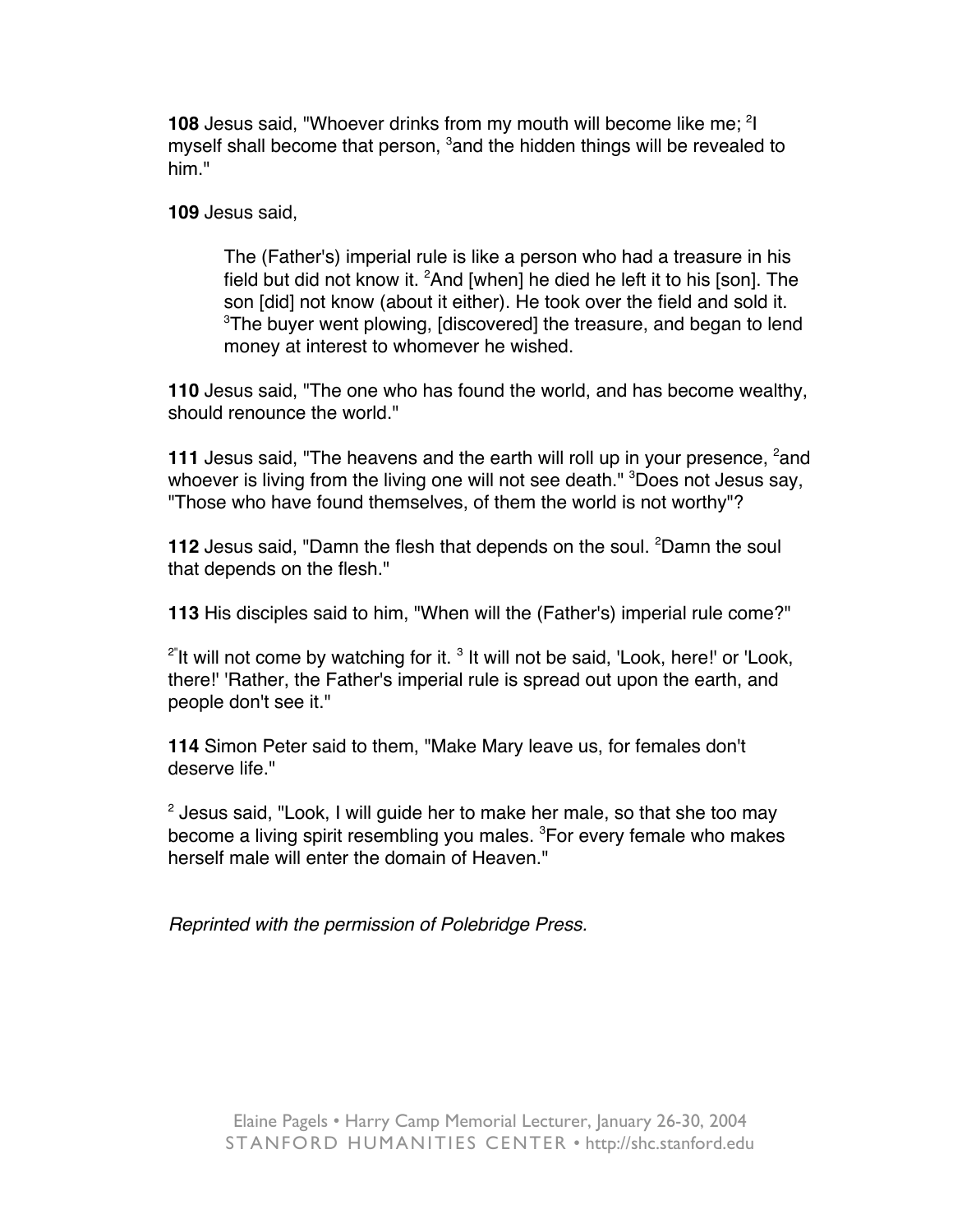**108** Jesus said, "Whoever drinks from my mouth will become like me; [2]I myself shall become that person, [3]and the hidden things will be revealed to him."

**109** Jesus said,

> The (Father's) imperial rule is like a person who had a treasure in his field but did not know it. [2]And [when] he died he left it to his [son]. The son [did] not know (about it either). He took over the field and sold it. [3]The buyer went plowing, [discovered] the treasure, and began to lend money at interest to whomever he wished.

**110** Jesus said, "The one who has found the world, and has become wealthy, should renounce the world."

**111** Jesus said, "The heavens and the earth will roll up in your presence, [2]and whoever is living from the living one will not see death." [3]Does not Jesus say, "Those who have found themselves, of them the world is not worthy"?

**112** Jesus said, "Damn the flesh that depends on the soul. [2]Damn the soul that depends on the flesh."

**113** His disciples said to him, "When will the (Father's) imperial rule come?"

[2]"It will not come by watching for it. [3] It will not be said, 'Look, here!' or 'Look, there!' 'Rather, the Father's imperial rule is spread out upon the earth, and people don't see it."

**114** Simon Peter said to them, "Make Mary leave us, for females don't deserve life."

[2] Jesus said, "Look, I will guide her to make her male, so that she too may become a living spirit resembling you males. [3]For every female who makes herself male will enter the domain of Heaven."

*Reprinted with the permission of Polebridge Press.*

Elaine Pagels • Harry Camp Memorial Lecturer, January 26-30, 2004
STANFORD HUMANITIES CENTER • http://shc.stanford.edu